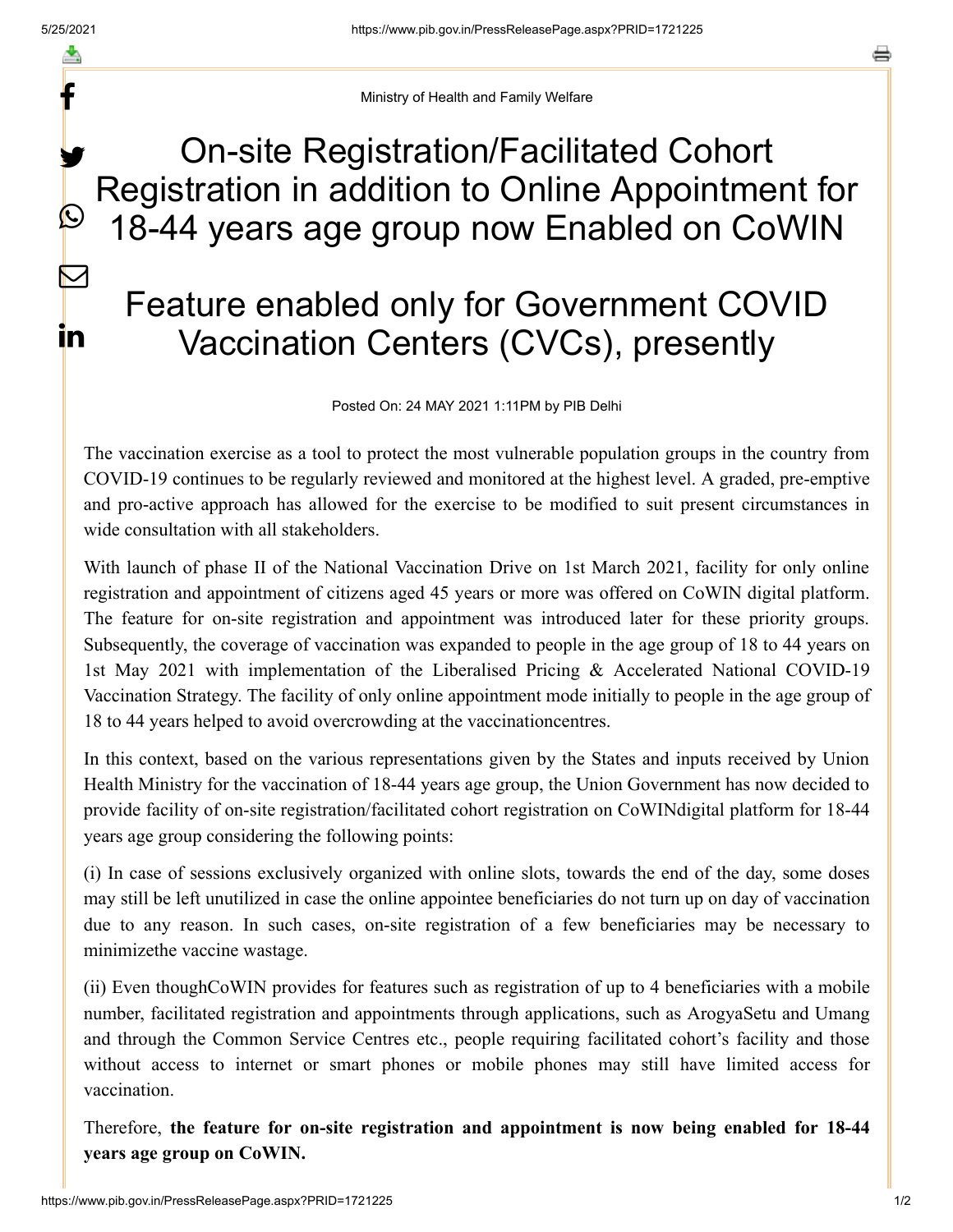Ministry of Health and Family Welfare

# On-site Registration/Facilitated Cohort Registration in addition to Online Appointment for 18-44 years age group now Enabled on CoWIN

# Feature enabled only for Government COVID Vaccination Centers (CVCs), presently

Posted On: 24 MAY 2021 1:11PM by PIB Delhi

The vaccination exercise as a tool to protect the most vulnerable population groups in the country from COVID-19 continues to be regularly reviewed and monitored at the highest level. A graded, pre-emptive and pro-active approach has allowed for the exercise to be modified to suit present circumstances in wide consultation with all stakeholders.

With launch of phase II of the National Vaccination Drive on 1st March 2021, facility for only online registration and appointment of citizens aged 45 years or more was offered on CoWIN digital platform. The feature for on-site registration and appointment was introduced later for these priority groups. Subsequently, the coverage of vaccination was expanded to people in the age group of 18 to 44 years on 1st May 2021 with implementation of the Liberalised Pricing & Accelerated National COVID-19 Vaccination Strategy. The facility of only online appointment mode initially to people in the age group of 18 to 44 years helped to avoid overcrowding at the vaccinationcentres.

In this context, based on the various representations given by the States and inputs received by Union Health Ministry for the vaccination of 18-44 years age group, the Union Government has now decided to provide facility of on-site registration/facilitated cohort registration on CoWINdigital platform for 18-44 years age group considering the following points:

(i) In case of sessions exclusively organized with online slots, towards the end of the day, some doses may still be left unutilized in case the online appointee beneficiaries do not turn up on day of vaccination due to any reason. In such cases, on-site registration of a few beneficiaries may be necessary to minimizethe vaccine wastage.

(ii) Even thoughCoWIN provides for features such as registration of up to 4 beneficiaries with a mobile number, facilitated registration and appointments through applications, such as ArogyaSetu and Umang and through the Common Service Centres etc., people requiring facilitated cohort's facility and those without access to internet or smart phones or mobile phones may still have limited access for vaccination.

Therefore, **the feature for on-site registration and appointment is now being enabled for 18-44 years age group on CoWIN.**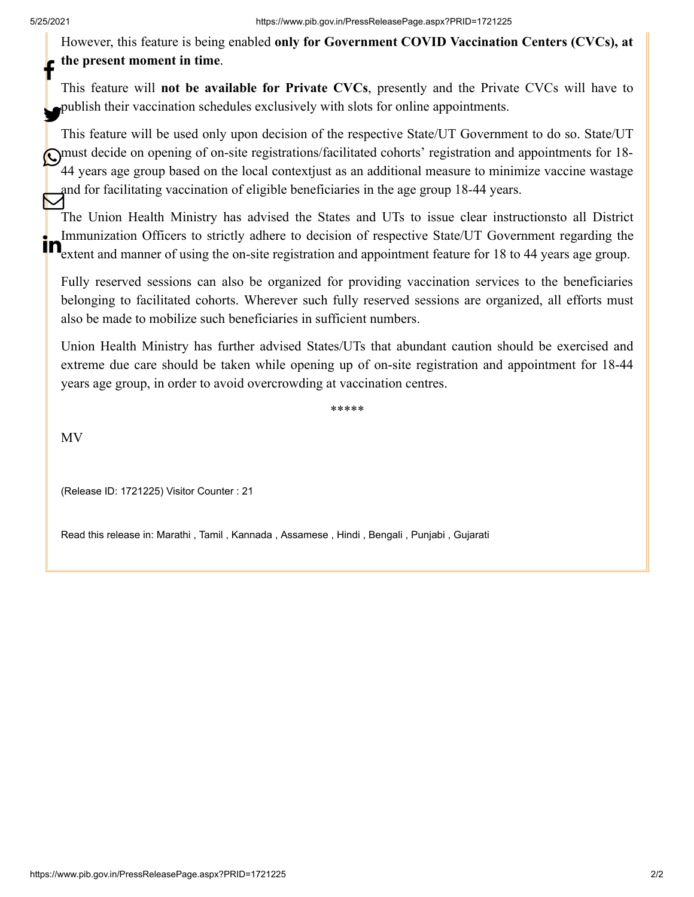However, this feature is being enabled **only for Government COVID Vaccination Centers (CVCs), at the present moment in time**.

This feature will **not be available for Private CVCs**, presently and the Private CVCs will have to publish their vaccination schedules exclusively with slots for online appointments.

This feature will be used only upon decision of the respective State/UT Government to do so. State/UT must decide on opening of on-site registrations/facilitated cohorts' registration and appointments for 18-44 years age group based on the local contextjust as an additional measure to minimize vaccine wastage and for facilitating vaccination of eligible beneficiaries in the age group 18-44 years.

The Union Health Ministry has advised the States and UTs to issue clear instructionsto all District Immunization Officers to strictly adhere to decision of respective State/UT Government regarding the extent and manner of using the on-site registration and appointment feature for 18 to 44 years age group.

Fully reserved sessions can also be organized for providing vaccination services to the beneficiaries belonging to facilitated cohorts. Wherever such fully reserved sessions are organized, all efforts must also be made to mobilize such beneficiaries in sufficient numbers.

Union Health Ministry has further advised States/UTs that abundant caution should be exercised and extreme due care should be taken while opening up of on-site registration and appointment for 18-44 years age group, in order to avoid overcrowding at vaccination centres.

*****

MV

(Release ID: 1721225) Visitor Counter : 21

Read this release in: Marathi , Tamil , Kannada , Assamese , Hindi , Bengali , Punjabi , Gujarati